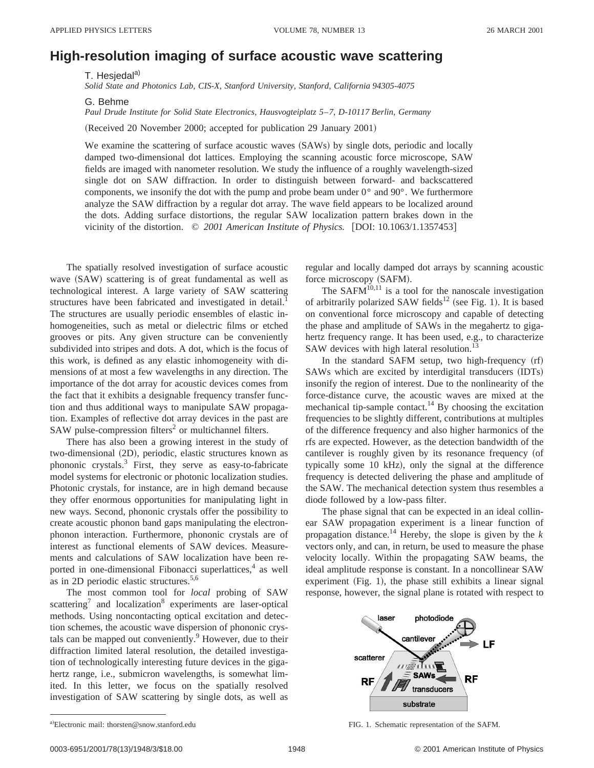# High-resolution imaging of surface acoustic wave scattering

T. Hesjedal[a]

*Solid State and Photonics Lab, CIS-X, Stanford University, Stanford, California 94305-4075*

G. Behme

*Paul Drude Institute for Solid State Electronics, Hausvogteiplatz 5–7, D-10117 Berlin, Germany*

(Received 20 November 2000; accepted for publication 29 January 2001)

We examine the scattering of surface acoustic waves (SAWs) by single dots, periodic and locally damped two-dimensional dot lattices. Employing the scanning acoustic force microscope, SAW fields are imaged with nanometer resolution. We study the influence of a roughly wavelength-sized single dot on SAW diffraction. In order to distinguish between forward- and backscattered components, we insonify the dot with the pump and probe beam under 0° and 90°. We furthermore analyze the SAW diffraction by a regular dot array. The wave field appears to be localized around the dots. Adding surface distortions, the regular SAW localization pattern brakes down in the vicinity of the distortion. © *2001 American Institute of Physics.* [DOI: 10.1063/1.1357453]

The spatially resolved investigation of surface acoustic wave (SAW) scattering is of great fundamental as well as technological interest. A large variety of SAW scattering structures have been fabricated and investigated in detail.[1] The structures are usually periodic ensembles of elastic inhomogeneities, such as metal or dielectric films or etched grooves or pits. Any given structure can be conveniently subdivided into stripes and dots. A dot, which is the focus of this work, is defined as any elastic inhomogeneity with dimensions of at most a few wavelengths in any direction. The importance of the dot array for acoustic devices comes from the fact that it exhibits a designable frequency transfer function and thus additional ways to manipulate SAW propagation. Examples of reflective dot array devices in the past are SAW pulse-compression filters[2] or multichannel filters.

There has also been a growing interest in the study of two-dimensional (2D), periodic, elastic structures known as phononic crystals.[3] First, they serve as easy-to-fabricate model systems for electronic or photonic localization studies. Photonic crystals, for instance, are in high demand because they offer enormous opportunities for manipulating light in new ways. Second, phononic crystals offer the possibility to create acoustic phonon band gaps manipulating the electron-phonon interaction. Furthermore, phononic crystals are of interest as functional elements of SAW devices. Measurements and calculations of SAW localization have been reported in one-dimensional Fibonacci superlattices,[4] as well as in 2D periodic elastic structures.[5,6]

The most common tool for *local* probing of SAW scattering[7] and localization[8] experiments are laser-optical methods. Using noncontacting optical excitation and detection schemes, the acoustic wave dispersion of phononic crystals can be mapped out conveniently.[9] However, due to their diffraction limited lateral resolution, the detailed investigation of technologically interesting future devices in the gigahertz range, i.e., submicron wavelengths, is somewhat limited. In this letter, we focus on the spatially resolved investigation of SAW scattering by single dots, as well as regular and locally damped dot arrays by scanning acoustic force microscopy (SAFM).

The SAFM[10,11] is a tool for the nanoscale investigation of arbitrarily polarized SAW fields[12] (see Fig. 1). It is based on conventional force microscopy and capable of detecting the phase and amplitude of SAWs in the megahertz to gigahertz frequency range. It has been used, e.g., to characterize SAW devices with high lateral resolution.[13]

In the standard SAFM setup, two high-frequency (rf) SAWs which are excited by interdigital transducers (IDTs) insonify the region of interest. Due to the nonlinearity of the force-distance curve, the acoustic waves are mixed at the mechanical tip-sample contact.[14] By choosing the excitation frequencies to be slightly different, contributions at multiples of the difference frequency and also higher harmonics of the rfs are expected. However, as the detection bandwidth of the cantilever is roughly given by its resonance frequency (of typically some 10 kHz), only the signal at the difference frequency is detected delivering the phase and amplitude of the SAW. The mechanical detection system thus resembles a diode followed by a low-pass filter.

The phase signal that can be expected in an ideal collinear SAW propagation experiment is a linear function of propagation distance.[14] Hereby, the slope is given by the $k$ vectors only, and can, in return, be used to measure the phase velocity locally. Within the propagating SAW beams, the ideal amplitude response is constant. In a noncollinear SAW experiment (Fig. 1), the phase still exhibits a linear signal response, however, the signal plane is rotated with respect to

FIG. 1. Schematic representation of the SAFM.

[a]Electronic mail: thorsten@snow.stanford.edu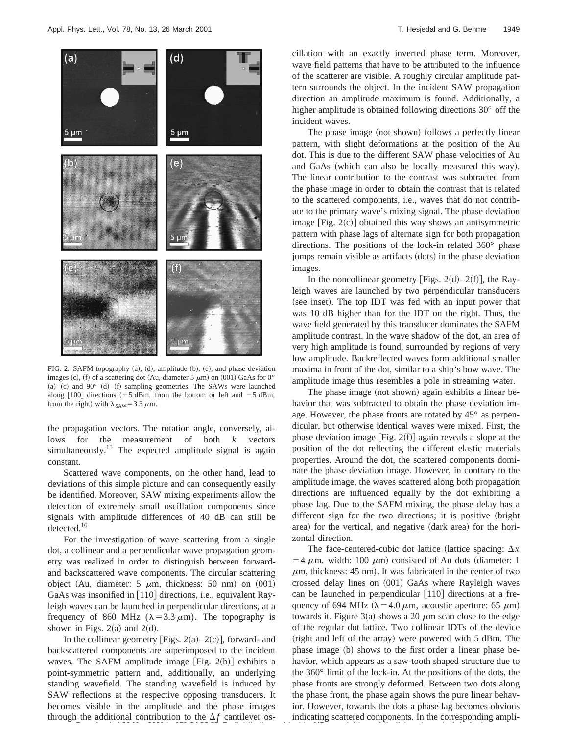FIG. 2. SAFM topography (a), (d), amplitude (b), (e), and phase deviation images (c), (f) of a scattering dot (Au, diameter 5 $\mu$m) on (001) GaAs for 0° (a)–(c) and 90° (d)–(f) sampling geometries. The SAWs were launched along [100] directions (+5 dBm, from the bottom or left and −5 dBm, from the right) with $\lambda_{SAW}=3.3$ $\mu$m.

the propagation vectors. The rotation angle, conversely, allows for the measurement of both $k$ vectors simultaneously.[15] The expected amplitude signal is again constant.

Scattered wave components, on the other hand, lead to deviations of this simple picture and can consequently easily be identified. Moreover, SAW mixing experiments allow the detection of extremely small oscillation components since signals with amplitude differences of 40 dB can still be detected.[16]

For the investigation of wave scattering from a single dot, a collinear and a perpendicular wave propagation geometry was realized in order to distinguish between forward- and backscattered wave components. The circular scattering object (Au, diameter: 5 $\mu$m, thickness: 50 nm) on (001) GaAs was insonified in [110] directions, i.e., equivalent Rayleigh waves can be launched in perpendicular directions, at a frequency of 860 MHz ($\lambda=3.3$ $\mu$m). The topography is shown in Figs. 2(a) and 2(d).

In the collinear geometry [Figs. 2(a)–2(c)], forward- and backscattered components are superimposed to the incident waves. The SAFM amplitude image [Fig. 2(b)] exhibits a point-symmetric pattern and, additionally, an underlying standing wavefield. The standing wavefield is induced by SAW reflections at the respective opposing transducers. It becomes visible in the amplitude and the phase images through the additional contribution to the $\Delta f$ cantilever oscillation with an exactly inverted phase term. Moreover, wave field patterns that have to be attributed to the influence of the scatterer are visible. A roughly circular amplitude pattern surrounds the object. In the incident SAW propagation direction an amplitude maximum is found. Additionally, a higher amplitude is obtained following directions 30° off the incident waves.

The phase image (not shown) follows a perfectly linear pattern, with slight deformations at the position of the Au dot. This is due to the different SAW phase velocities of Au and GaAs (which can also be locally measured this way). The linear contribution to the contrast was subtracted from the phase image in order to obtain the contrast that is related to the scattered components, i.e., waves that do not contribute to the primary wave's mixing signal. The phase deviation image [Fig. 2(c)] obtained this way shows an antisymmetric pattern with phase lags of alternate sign for both propagation directions. The positions of the lock-in related 360° phase jumps remain visible as artifacts (dots) in the phase deviation images.

In the noncollinear geometry [Figs. 2(d)–2(f)], the Rayleigh waves are launched by two perpendicular transducers (see inset). The top IDT was fed with an input power that was 10 dB higher than for the IDT on the right. Thus, the wave field generated by this transducer dominates the SAFM amplitude contrast. In the wave shadow of the dot, an area of very high amplitude is found, surrounded by regions of very low amplitude. Backreflected waves form additional smaller maxima in front of the dot, similar to a ship's bow wave. The amplitude image thus resembles a pole in streaming water.

The phase image (not shown) again exhibits a linear behavior that was subtracted to obtain the phase deviation image. However, the phase fronts are rotated by 45° as perpendicular, but otherwise identical waves were mixed. First, the phase deviation image [Fig. 2(f)] again reveals a slope at the position of the dot reflecting the different elastic materials properties. Around the dot, the scattered components dominate the phase deviation image. However, in contrary to the amplitude image, the waves scattered along both propagation directions are influenced equally by the dot exhibiting a phase lag. Due to the SAFM mixing, the phase delay has a different sign for the two directions; it is positive (bright area) for the vertical, and negative (dark area) for the horizontal direction.

The face-centered-cubic dot lattice (lattice spacing: $\Delta x=4$ $\mu$m, width: 100 $\mu$m) consisted of Au dots (diameter: 1 $\mu$m, thickness: 45 nm). It was fabricated in the center of two crossed delay lines on (001) GaAs where Rayleigh waves can be launched in perpendicular [110] directions at a frequency of 694 MHz ($\lambda=4.0$ $\mu$m, acoustic aperture: 65 $\mu$m) towards it. Figure 3(a) shows a 20 $\mu$m scan close to the edge of the regular dot lattice. Two collinear IDTs of the device (right and left of the array) were powered with 5 dBm. The phase image (b) shows to the first order a linear phase behavior, which appears as a saw-tooth shaped structure due to the 360° limit of the lock-in. At the positions of the dots, the phase fronts are strongly deformed. Between two dots along the phase front, the phase again shows the pure linear behavior. However, towards the dots a phase lag becomes obvious indicating scattered components. In the corresponding ampli-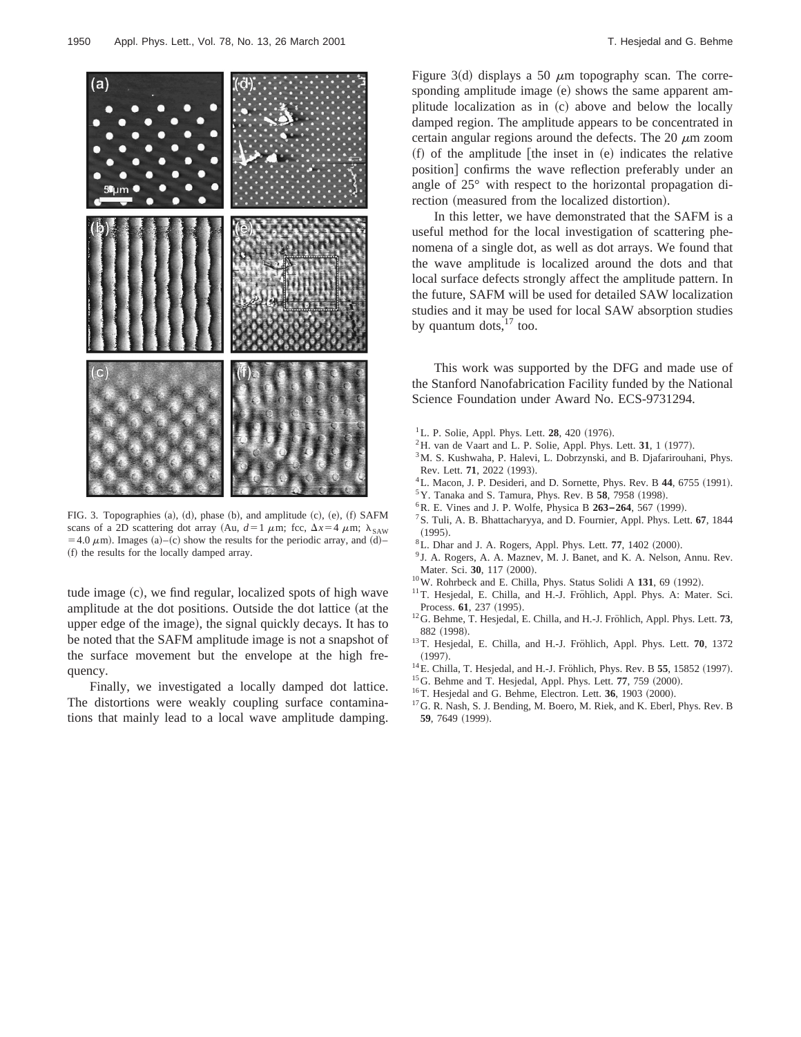FIG. 3. Topographies (a), (d), phase (b), and amplitude (c), (e), (f) SAFM scans of a 2D scattering dot array (Au, $d=1$ $\mu$m; fcc, $\Delta x=4$ $\mu$m; $\lambda_{SAW}=4.0$ $\mu$m). Images (a)–(c) show the results for the periodic array, and (d)–(f) the results for the locally damped array.

tude image (c), we find regular, localized spots of high wave amplitude at the dot positions. Outside the dot lattice (at the upper edge of the image), the signal quickly decays. It has to be noted that the SAFM amplitude image is not a snapshot of the surface movement but the envelope at the high frequency.

Finally, we investigated a locally damped dot lattice. The distortions were weakly coupling surface contaminations that mainly lead to a local wave amplitude damping. Figure 3(d) displays a 50 $\mu$m topography scan. The corresponding amplitude image (e) shows the same apparent amplitude localization as in (c) above and below the locally damped region. The amplitude appears to be concentrated in certain angular regions around the defects. The 20 $\mu$m zoom (f) of the amplitude [the inset in (e) indicates the relative position] confirms the wave reflection preferably under an angle of 25° with respect to the horizontal propagation direction (measured from the localized distortion).

In this letter, we have demonstrated that the SAFM is a useful method for the local investigation of scattering phenomena of a single dot, as well as dot arrays. We found that the wave amplitude is localized around the dots and that local surface defects strongly affect the amplitude pattern. In the future, SAFM will be used for detailed SAW localization studies and it may be used for local SAW absorption studies by quantum dots,[17] too.

This work was supported by the DFG and made use of the Stanford Nanofabrication Facility funded by the National Science Foundation under Award No. ECS-9731294.

[1] L. P. Solie, Appl. Phys. Lett. **28**, 420 (1976).
[2] H. van de Vaart and L. P. Solie, Appl. Phys. Lett. **31**, 1 (1977).
[3] M. S. Kushwaha, P. Halevi, L. Dobrzynski, and B. Djafarirouhani, Phys. Rev. Lett. **71**, 2022 (1993).
[4] L. Macon, J. P. Desideri, and D. Sornette, Phys. Rev. B **44**, 6755 (1991).
[5] Y. Tanaka and S. Tamura, Phys. Rev. B **58**, 7958 (1998).
[6] R. E. Vines and J. P. Wolfe, Physica B **263–264**, 567 (1999).
[7] S. Tuli, A. B. Bhattacharyya, and D. Fournier, Appl. Phys. Lett. **67**, 1844 (1995).
[8] L. Dhar and J. A. Rogers, Appl. Phys. Lett. **77**, 1402 (2000).
[9] J. A. Rogers, A. A. Maznev, M. J. Banet, and K. A. Nelson, Annu. Rev. Mater. Sci. **30**, 117 (2000).
[10] W. Rohrbeck and E. Chilla, Phys. Status Solidi A **131**, 69 (1992).
[11] T. Hesjedal, E. Chilla, and H.-J. Fröhlich, Appl. Phys. A: Mater. Sci. Process. **61**, 237 (1995).
[12] G. Behme, T. Hesjedal, E. Chilla, and H.-J. Fröhlich, Appl. Phys. Lett. **73**, 882 (1998).
[13] T. Hesjedal, E. Chilla, and H.-J. Fröhlich, Appl. Phys. Lett. **70**, 1372 (1997).
[14] E. Chilla, T. Hesjedal, and H.-J. Fröhlich, Phys. Rev. B **55**, 15852 (1997).
[15] G. Behme and T. Hesjedal, Appl. Phys. Lett. **77**, 759 (2000).
[16] T. Hesjedal and G. Behme, Electron. Lett. **36**, 1903 (2000).
[17] G. R. Nash, S. J. Bending, M. Boero, M. Riek, and K. Eberl, Phys. Rev. B **59**, 7649 (1999).